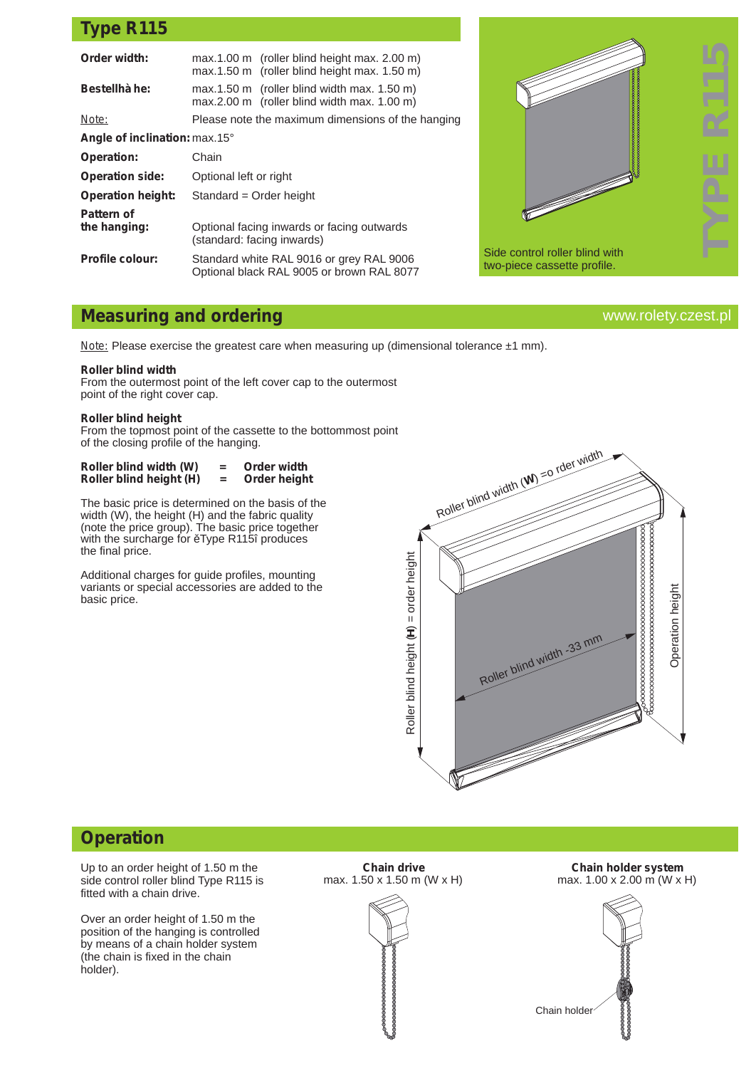## Type R115

| | |
|---|---|
| **Order width:** | max.1.00 m (roller blind height max. 2.00 m)<br>max.1.50 m (roller blind height max. 1.50 m) |
| **Bestellhà he:** | max.1.50 m (roller blind width max. 1.50 m)<br>max.2.00 m (roller blind width max. 1.00 m) |
| Note: | Please note the maximum dimensions of the hanging |
| **Angle of inclination:** | max.15° |
| **Operation:** | Chain |
| **Operation side:** | Optional left or right |
| **Operation height:** | Standard = Order height |
| **Pattern of the hanging:** | Optional facing inwards or facing outwards (standard: facing inwards) |
| **Profile colour:** | Standard white RAL 9016 or grey RAL 9006<br>Optional black RAL 9005 or brown RAL 8077 |

TYPE R115

Side control roller blind with two-piece cassette profile.

## Measuring and ordering

www.rolety.czest.pl

Note: Please exercise the greatest care when measuring up (dimensional tolerance ±1 mm).

**Roller blind width**
From the outermost point of the left cover cap to the outermost point of the right cover cap.

**Roller blind height**
From the topmost point of the cassette to the bottommost point of the closing profile of the hanging.

**Roller blind width (W) = Order width**
**Roller blind height (H) = Order height**

The basic price is determined on the basis of the width (W), the height (H) and the fabric quality (note the price group). The basic price together with the surcharge for ěType R115î produces the final price.

Additional charges for guide profiles, mounting variants or special accessories are added to the basic price.

Roller blind width (**W**) =o rder width

Roller blind height (**H**) = order height

Roller blind width -33 mm

Operation height

## Operation

Up to an order height of 1.50 m the side control roller blind Type R115 is fitted with a chain drive.

Over an order height of 1.50 m the position of the hanging is controlled by means of a chain holder system (the chain is fixed in the chain holder).

**Chain drive**
max. 1.50 x 1.50 m (W x H)

**Chain holder system**
max. 1.00 x 2.00 m (W x H)

Chain holder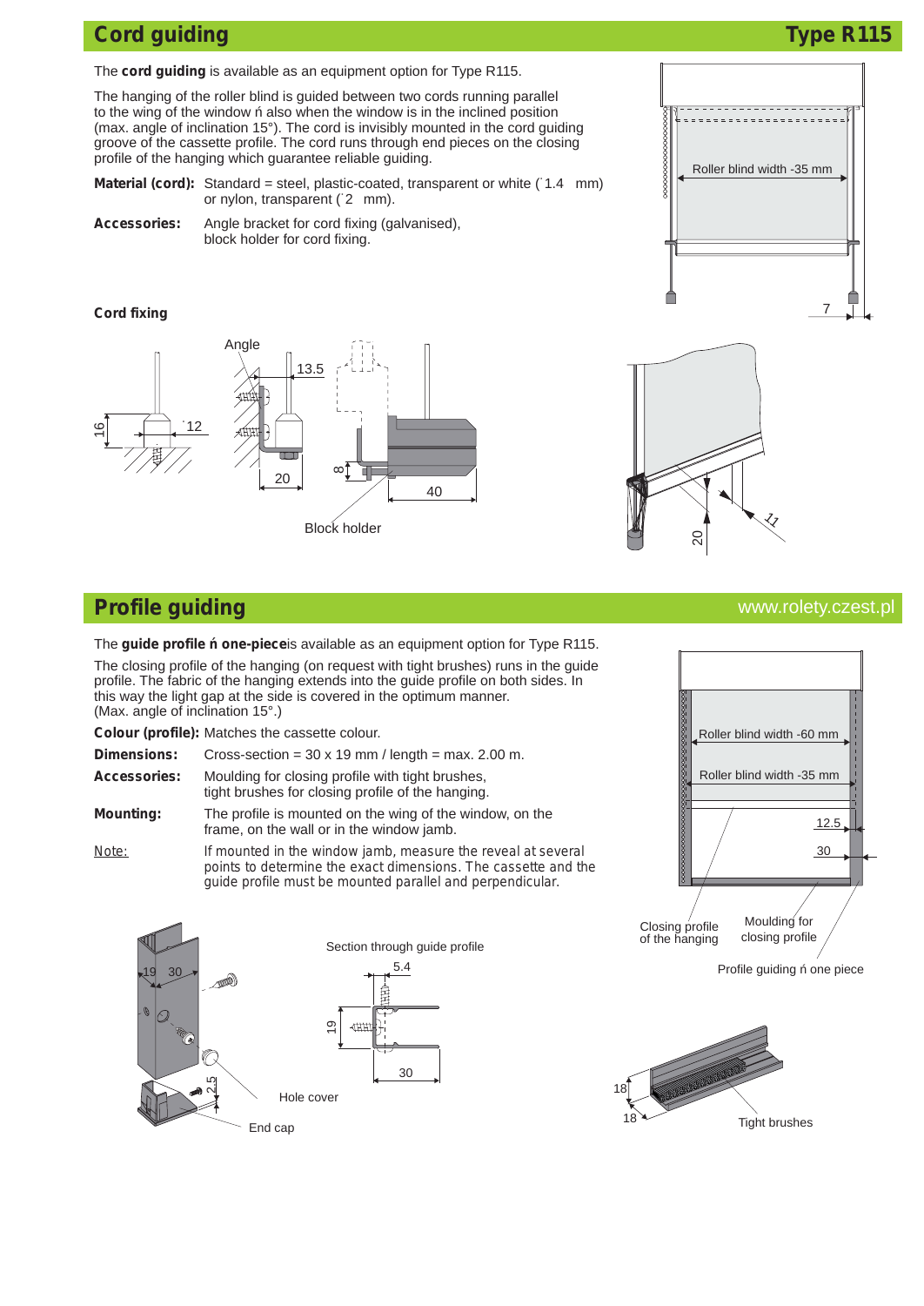## Cord guiding

**Type R115**

The **cord guiding** is available as an equipment option for Type R115.

The hanging of the roller blind is guided between two cords running parallel to the wing of the window ń also when the window is in the inclined position (max. angle of inclination 15°). The cord is invisibly mounted in the cord guiding groove of the cassette profile. The cord runs through end pieces on the closing profile of the hanging which guarantee reliable guiding.

**Material (cord):** Standard = steel, plastic-coated, transparent or white (˙1.4 mm) or nylon, transparent (˙2 mm).

**Accessories:** Angle bracket for cord fixing (galvanised), block holder for cord fixing.

Roller blind width -35 mm

7

### Cord fixing

Angle

13.5

16

˙12

20

8

40

Block holder

20

11

## Profile guiding

www.rolety.czest.pl

The **guide profile ń one-piece** is available as an equipment option for Type R115.

The closing profile of the hanging (on request with tight brushes) runs in the guide profile. The fabric of the hanging extends into the guide profile on both sides. In this way the light gap at the side is covered in the optimum manner. (Max. angle of inclination 15°.)

**Colour (profile):** Matches the cassette colour.

**Dimensions:** Cross-section = 30 x 19 mm / length = max. 2.00 m.

**Accessories:** Moulding for closing profile with tight brushes, tight brushes for closing profile of the hanging.

**Mounting:** The profile is mounted on the wing of the window, on the frame, on the wall or in the window jamb.

Note: If mounted in the window jamb, measure the reveal at several points to determine the exact dimensions. The cassette and the guide profile must be mounted parallel and perpendicular.

Roller blind width -60 mm

Roller blind width -35 mm

12.5

30

Closing profile of the hanging

Moulding for closing profile

Profile guiding ń one piece

19 30

2.5

Hole cover

End cap

Section through guide profile

5.4

19

30

18

18

Tight brushes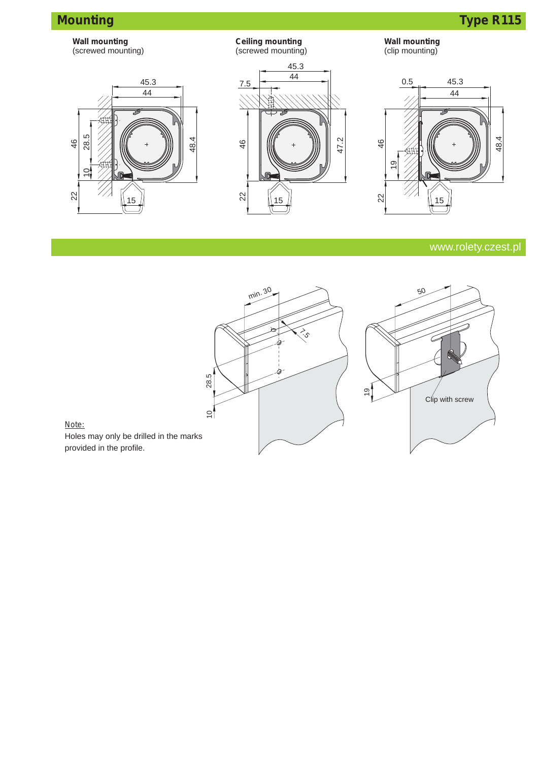# Mounting

## Type R115

**Wall mounting**
(screwed mounting)

**Ceiling mounting**
(screwed mounting)

**Wall mounting**
(clip mounting)

www.rolety.czest.pl

Clip with screw

Note:
Holes may only be drilled in the marks provided in the profile.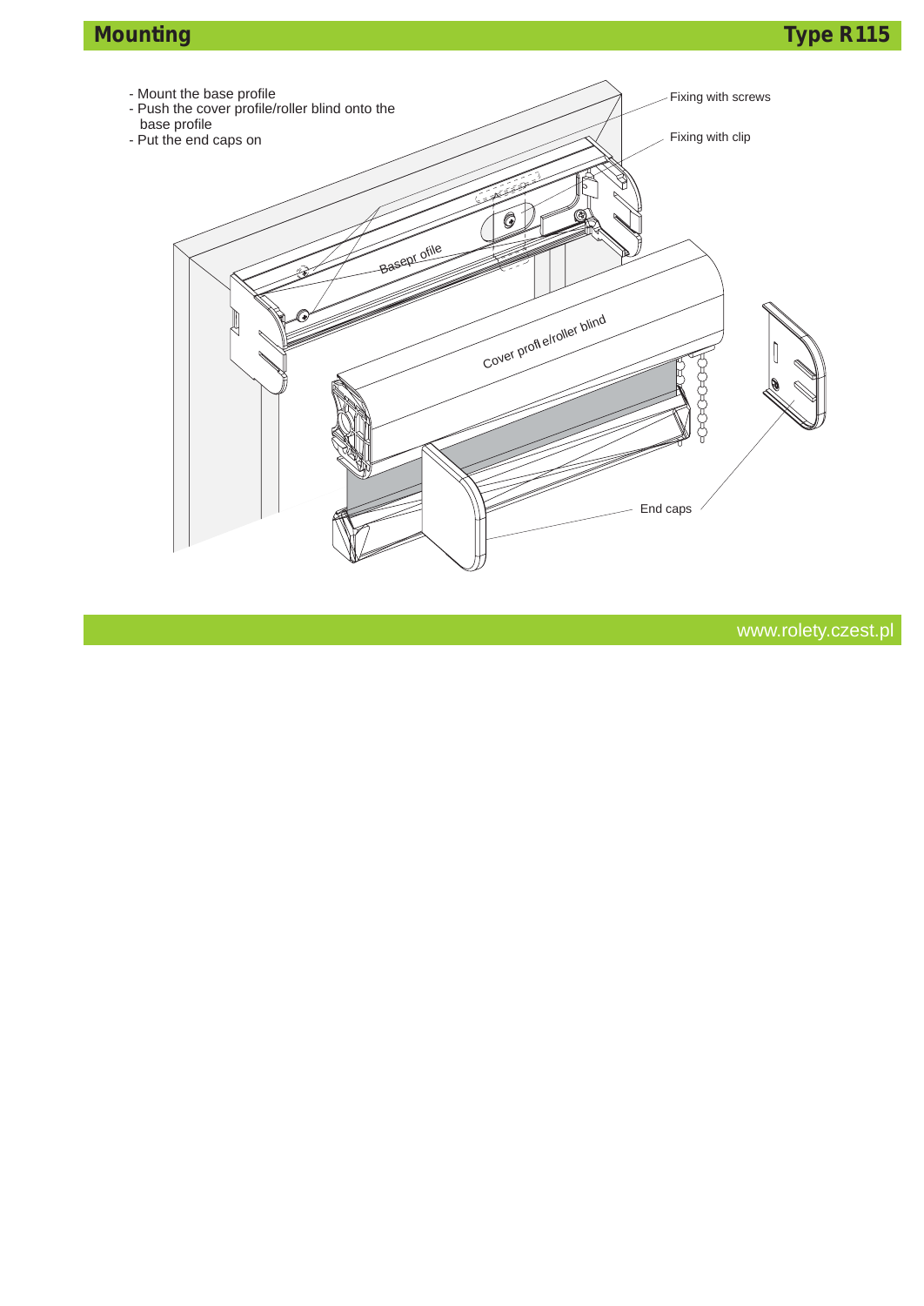# Mounting

## Type R115

- Mount the base profile
- Push the cover profile/roller blind onto the base profile
- Put the end caps on

Fixing with screws

Fixing with clip

Basepr ofile

Cover profi e/roller blind

End caps